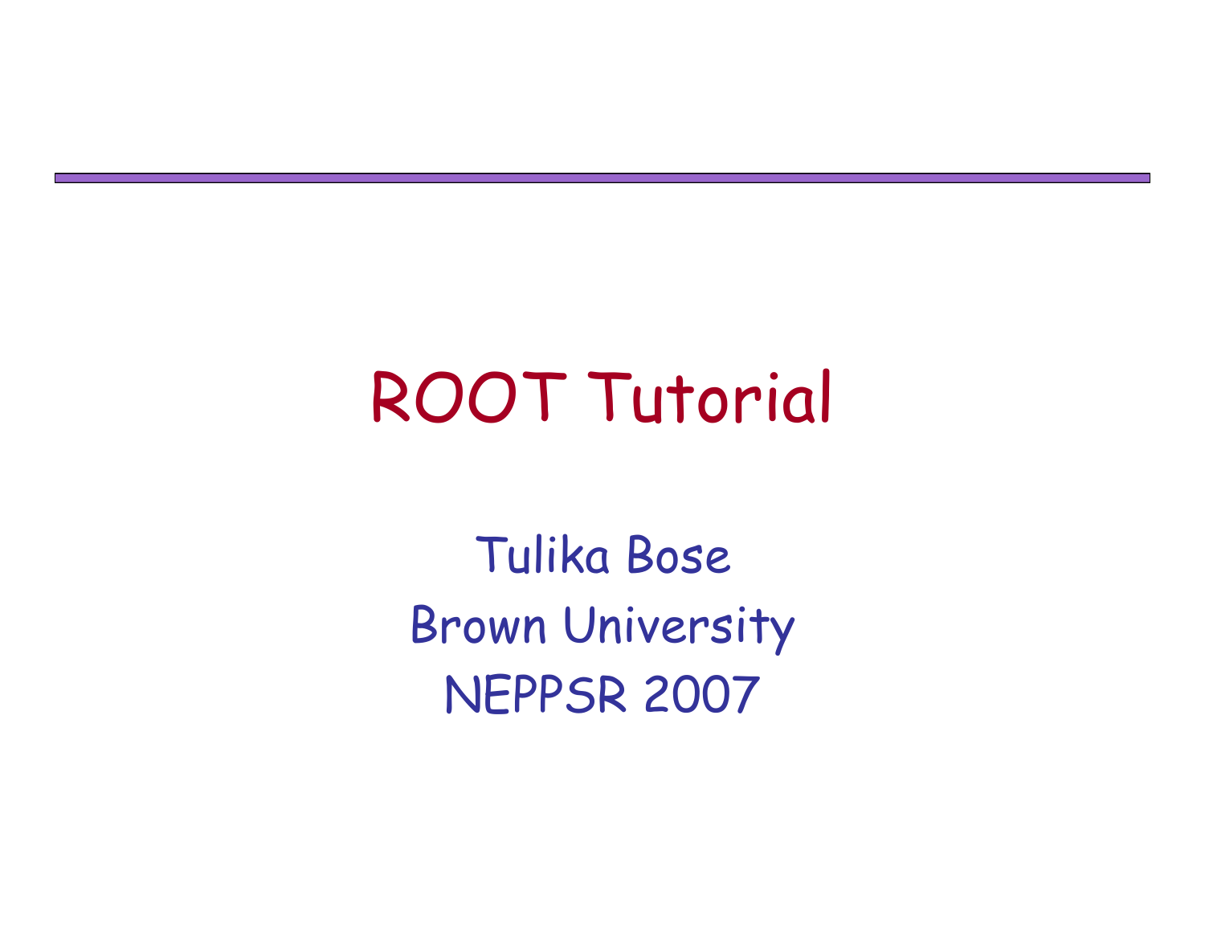# ROOT Tutorial

Tulika Bose

Brown University

NEPPSR 2007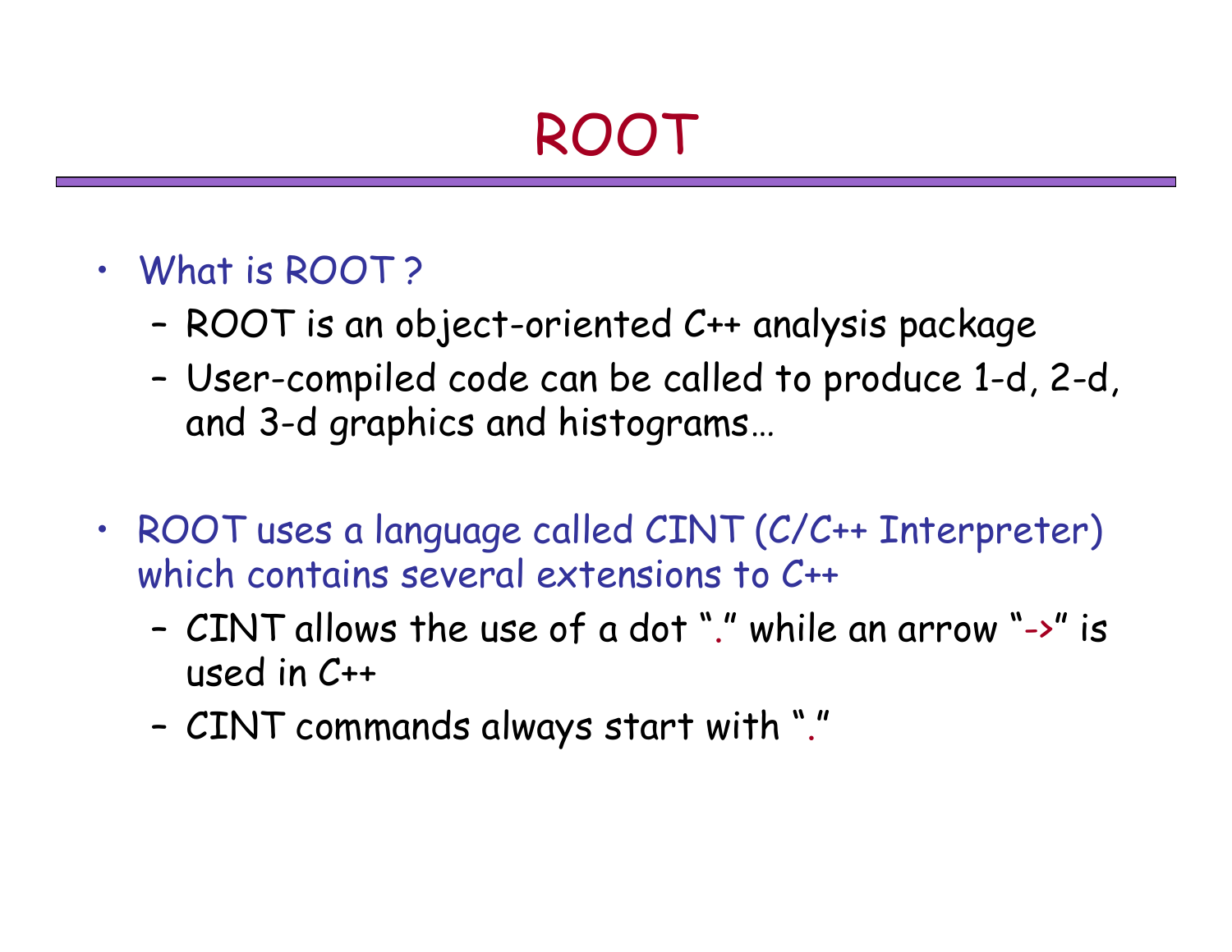# ROOT

- What is ROOT ?
  - ROOT is an object-oriented C++ analysis package
  - User-compiled code can be called to produce 1-d, 2-d, and 3-d graphics and histograms…
- ROOT uses a language called CINT (C/C++ Interpreter) which contains several extensions to C++
  - CINT allows the use of a dot "." while an arrow "->" is used in C++
  - CINT commands always start with "."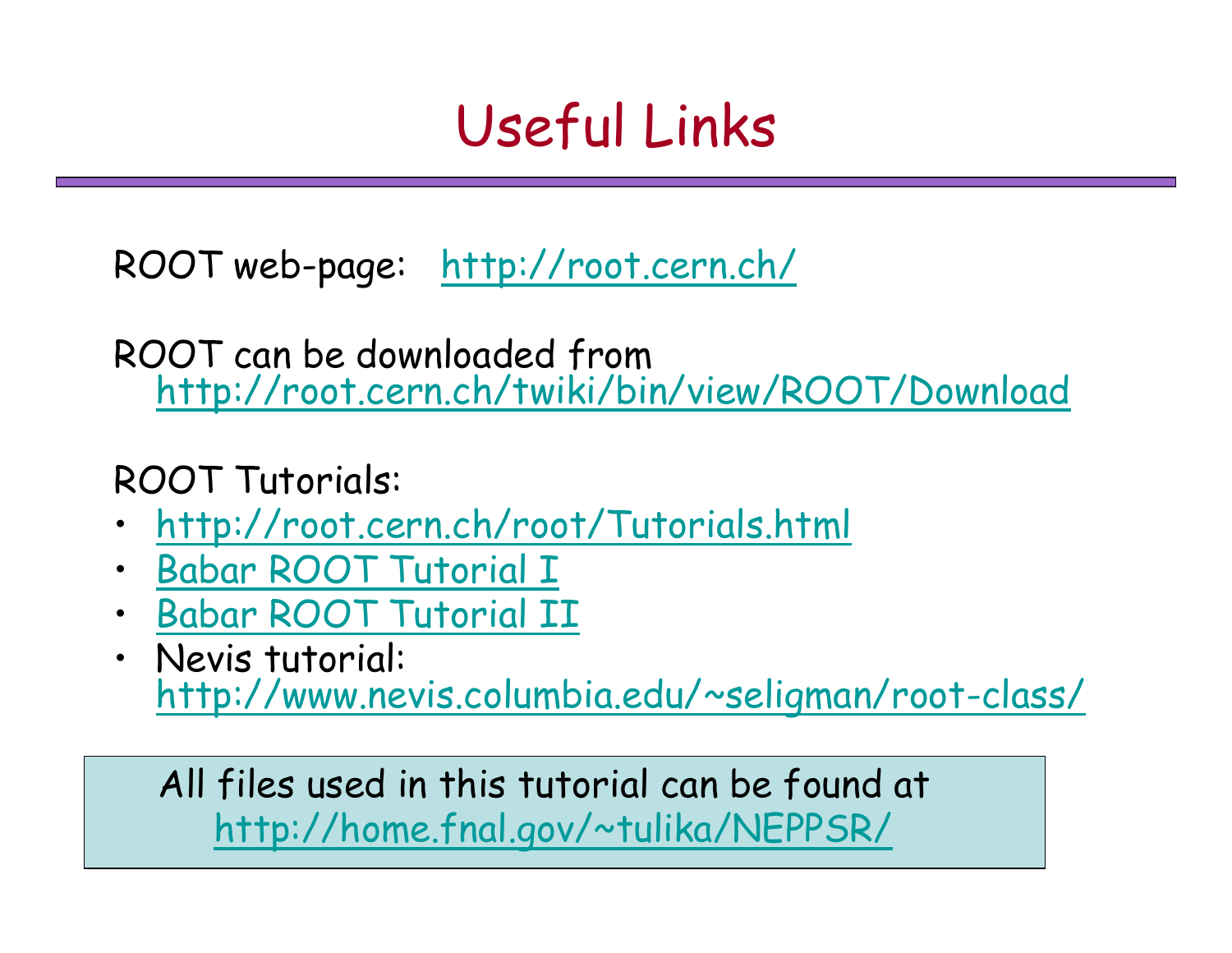# Useful Links

ROOT web-page: http://root.cern.ch/

ROOT can be downloaded from
http://root.cern.ch/twiki/bin/view/ROOT/Download

ROOT Tutorials:

- http://root.cern.ch/root/Tutorials.html
- Babar ROOT Tutorial I
- Babar ROOT Tutorial II
- Nevis tutorial:
  http://www.nevis.columbia.edu/~seligman/root-class/

All files used in this tutorial can be found at
http://home.fnal.gov/~tulika/NEPPSR/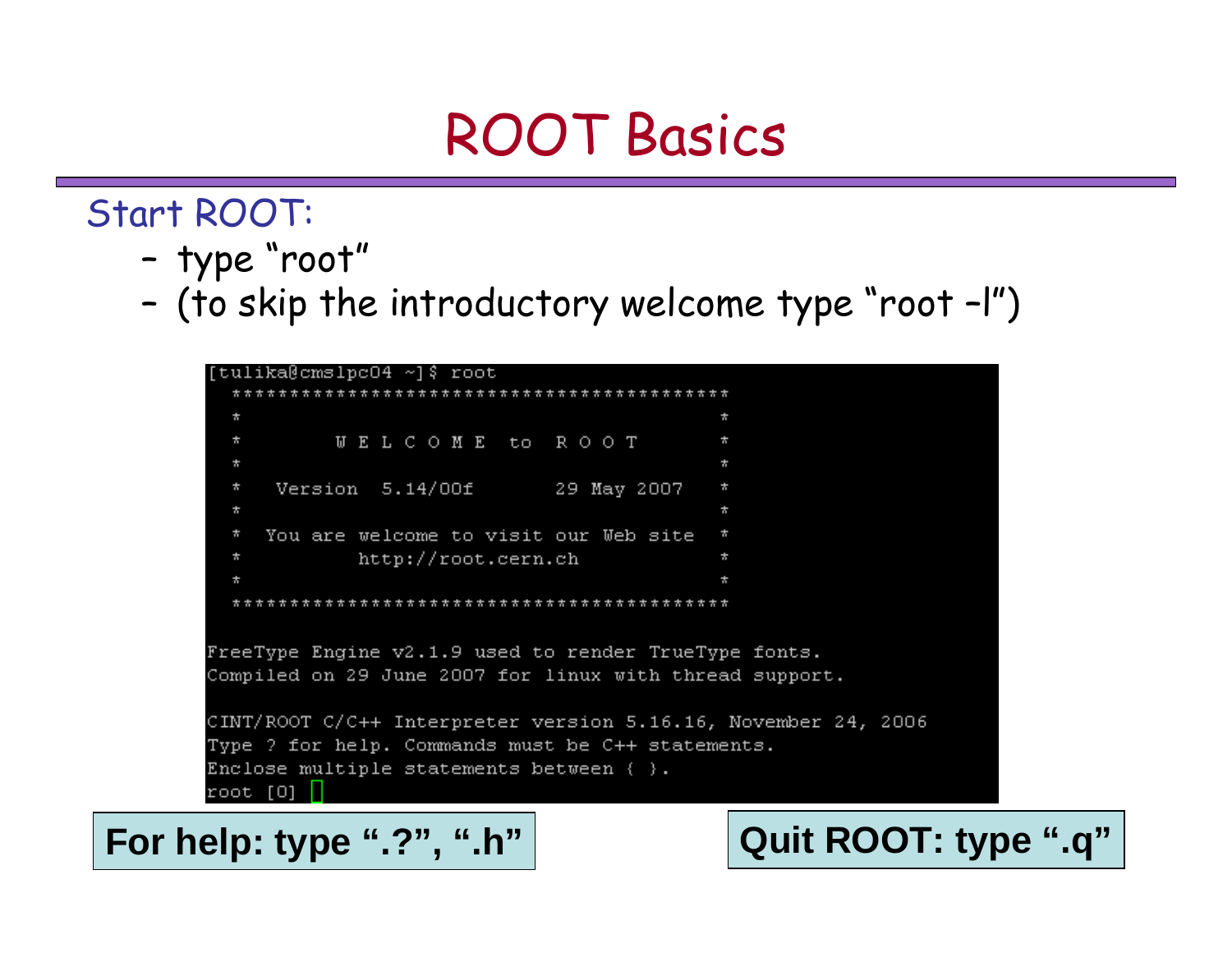# ROOT Basics

Start ROOT:

- type “root”
- (to skip the introductory welcome type “root –l”)

```
[tulika@cmslpc04 ~]$ root
  *******************************************
  *                                         *
  *        W E L C O M E  to  R O O T       *
  *                                         *
  *   Version  5.14/00f       29 May 2007   *
  *                                         *
  *  You are welcome to visit our Web site  *
  *          http://root.cern.ch            *
  *                                         *
  *******************************************

FreeType Engine v2.1.9 used to render TrueType fonts.
Compiled on 29 June 2007 for linux with thread support.

CINT/ROOT C/C++ Interpreter version 5.16.16, November 24, 2006
Type ? for help. Commands must be C++ statements.
Enclose multiple statements between { }.
root [0]
```

**For help: type “.?”, “.h”**

**Quit ROOT: type “.q”**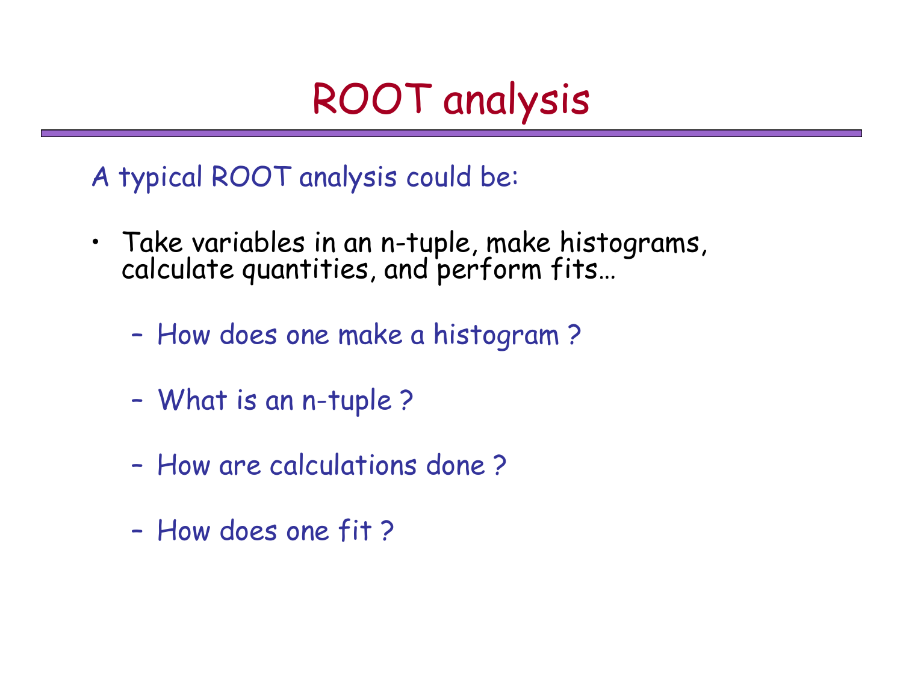# ROOT analysis

A typical ROOT analysis could be:

- Take variables in an n-tuple, make histograms, calculate quantities, and perform fits…
  - How does one make a histogram ?
  - What is an n-tuple ?
  - How are calculations done ?
  - How does one fit ?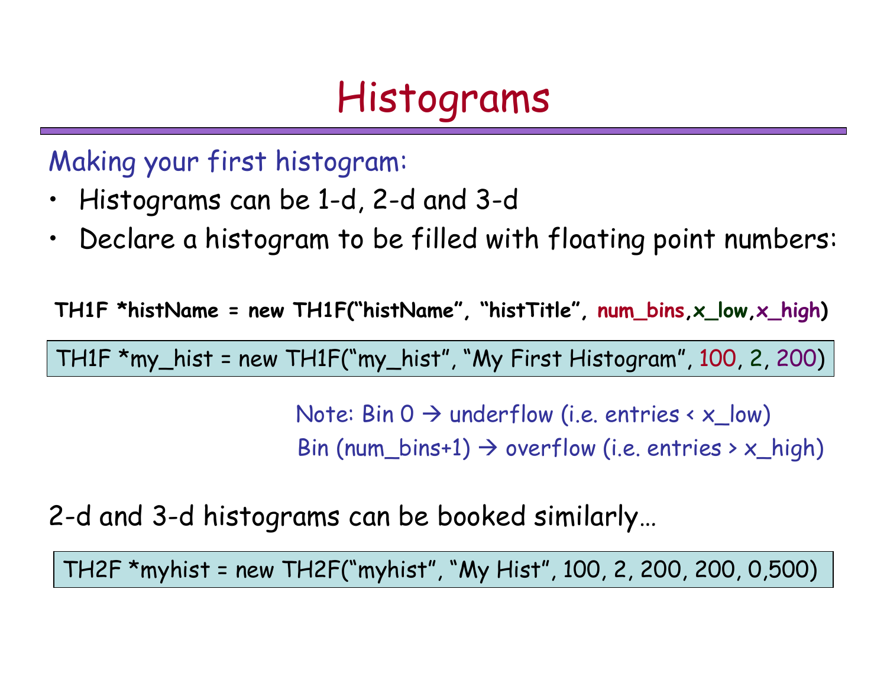# Histograms

Making your first histogram:

- Histograms can be 1-d, 2-d and 3-d
- Declare a histogram to be filled with floating point numbers:

**TH1F *histName = new TH1F("histName", "histTitle", num_bins,x_low,x_high)**

```
TH1F *my_hist = new TH1F("my_hist", "My First Histogram", 100, 2, 200)
```

Note: Bin 0 → underflow (i.e. entries < x_low)
Bin (num_bins+1) → overflow (i.e. entries > x_high)

2-d and 3-d histograms can be booked similarly…

```
TH2F *myhist = new TH2F("myhist", "My Hist", 100, 2, 200, 200, 0,500)
```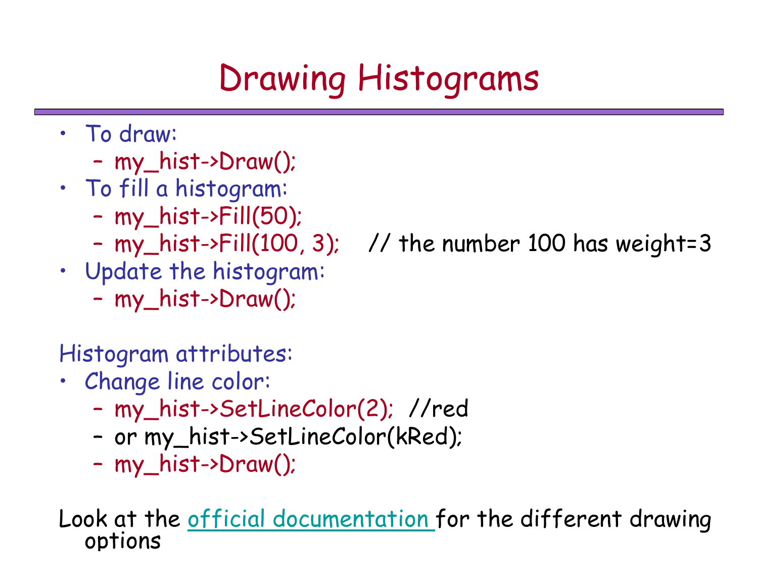# Drawing Histograms

- To draw:
  - my_hist->Draw();
- To fill a histogram:
  - my_hist->Fill(50);
  - my_hist->Fill(100, 3);    // the number 100 has weight=3
- Update the histogram:
  - my_hist->Draw();

Histogram attributes:

- Change line color:
  - my_hist->SetLineColor(2);  //red
  - or my_hist->SetLineColor(kRed);
  - my_hist->Draw();

Look at the official documentation for the different drawing options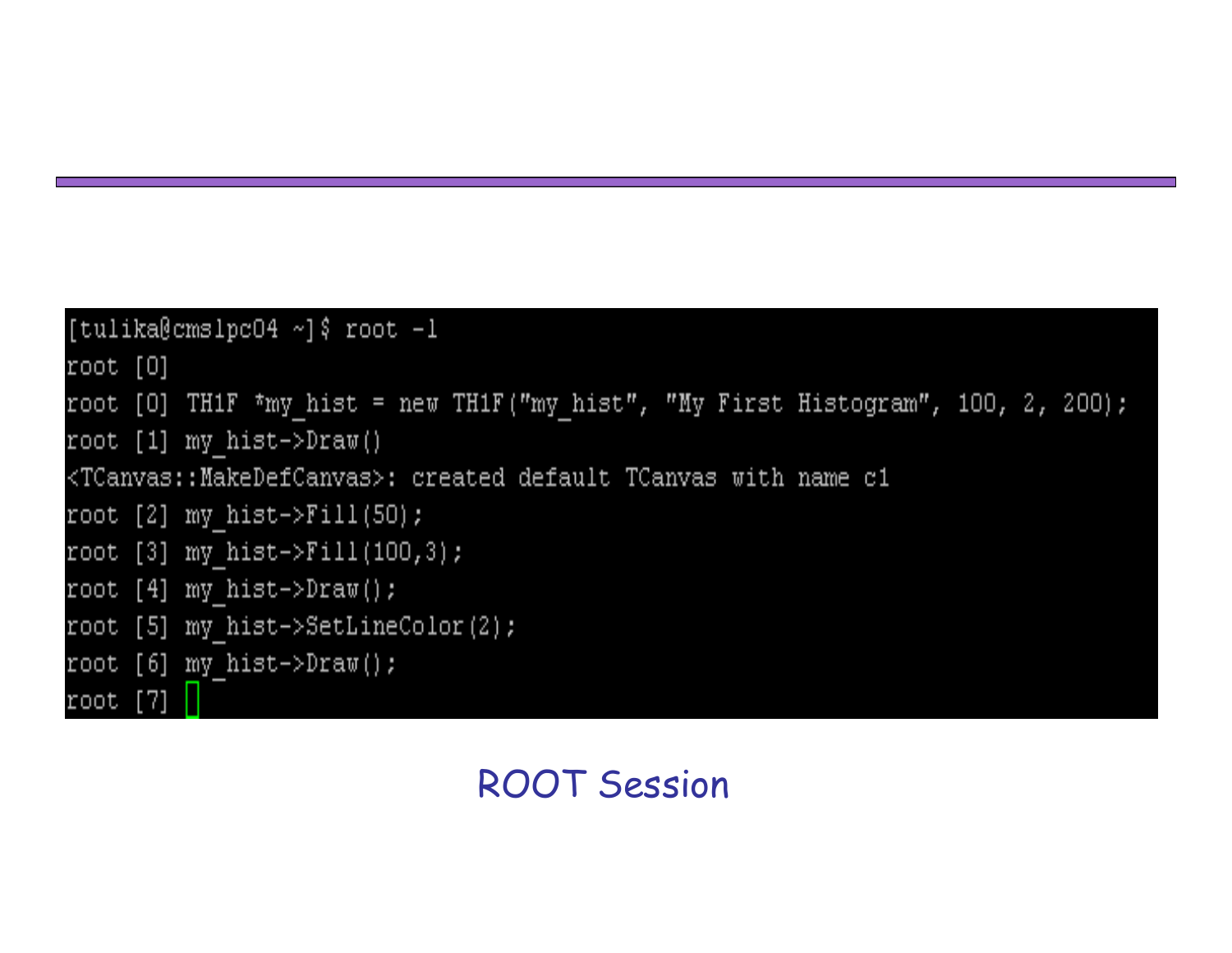```
[tulika@cmslpc04 ~]$ root -l
root [0]
root [0] TH1F *my_hist = new TH1F("my_hist", "My First Histogram", 100, 2, 200);
root [1] my_hist->Draw()
<TCanvas::MakeDefCanvas>: created default TCanvas with name c1
root [2] my_hist->Fill(50);
root [3] my_hist->Fill(100,3);
root [4] my_hist->Draw();
root [5] my_hist->SetLineColor(2);
root [6] my_hist->Draw();
root [7]
```

ROOT Session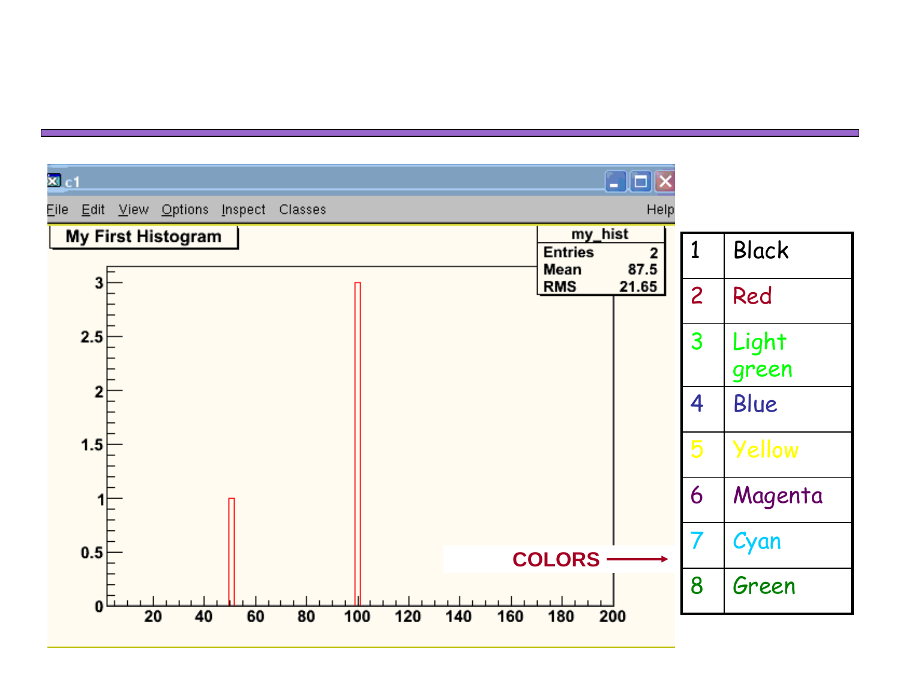c1

File Edit View Options Inspect Classes Help

My First Histogram

my_hist

Entries 2

Mean 87.5

RMS 21.65

3

2.5

2

1.5

1

0.5

0

20 40 60 80 100 120 140 160 180 200

COLORS

| | |
|---|---|
| 1 | Black |
| 2 | Red |
| 3 | Light green |
| 4 | Blue |
| 5 | Yellow |
| 6 | Magenta |
| 7 | Cyan |
| 8 | Green |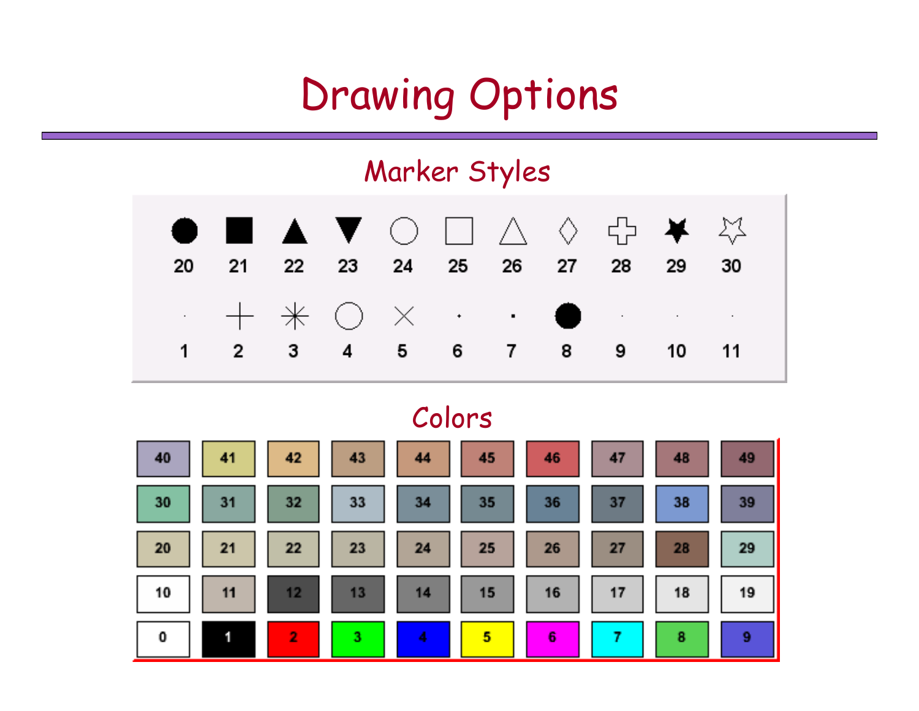# Drawing Options

## Marker Styles

20 21 22 23 24 25 26 27 28 29 30

1 2 3 4 5 6 7 8 9 10 11

## Colors

40 41 42 43 44 45 46 47 48 49

30 31 32 33 34 35 36 37 38 39

20 21 22 23 24 25 26 27 28 29

10 11 12 13 14 15 16 17 18 19

0 1 2 3 4 5 6 7 8 9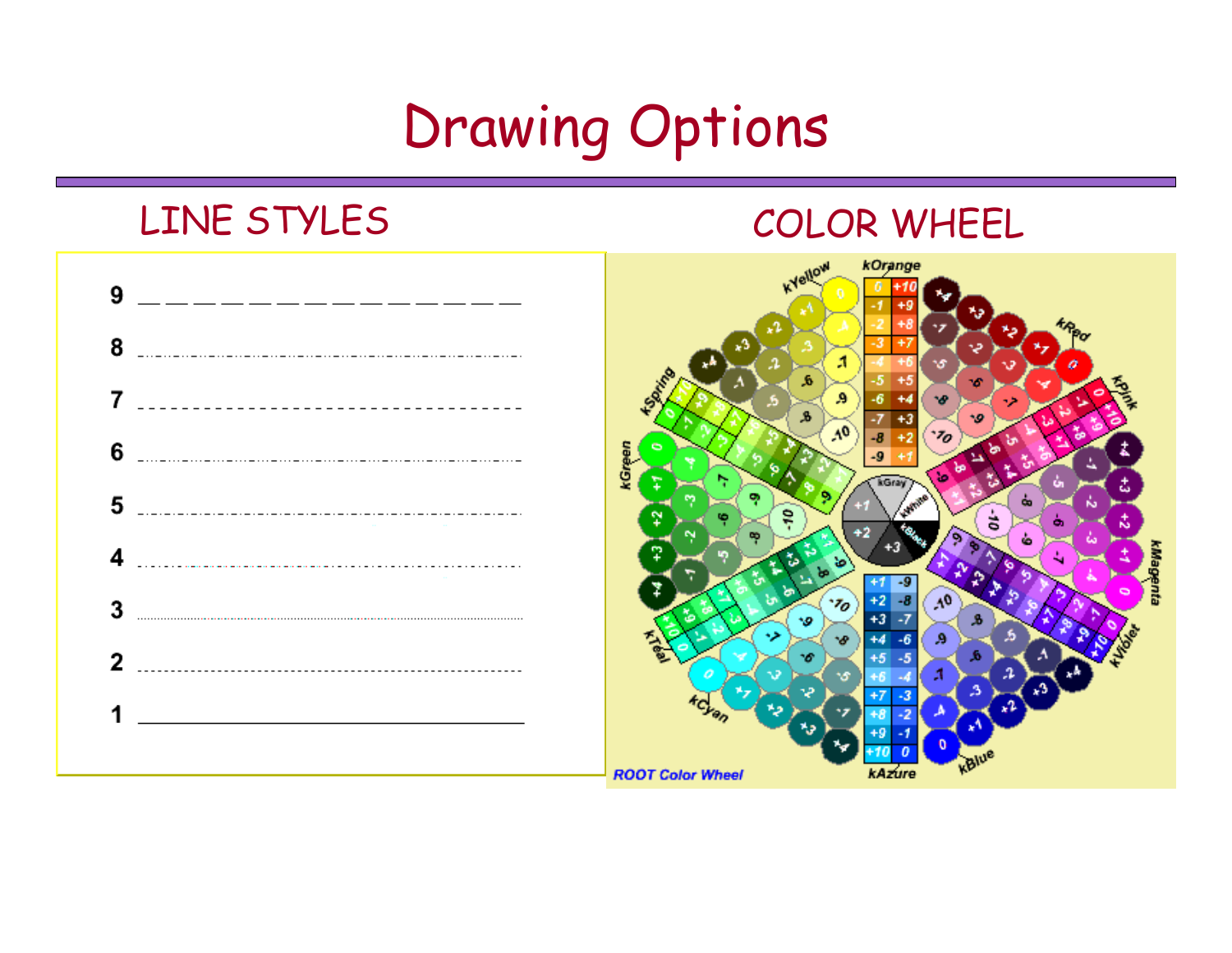# Drawing Options

## LINE STYLES

9

8

7

6

5

4

3

2

1

## COLOR WHEEL

kYellow
kOrange
kRed
kPink
kMagenta
kViolet
kBlue
kAzure
kCyan
kTeal
kGreen
kSpring
kGray
kWhite
kBlack

ROOT Color Wheel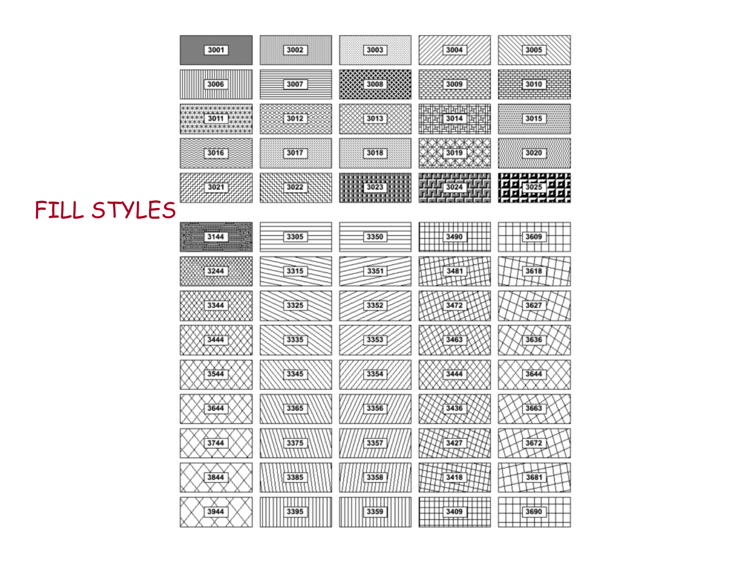# FILL STYLES

3001
3002
3003
3004
3005
3006
3007
3008
3009
3010
3011
3012
3013
3014
3015
3016
3017
3018
3019
3020
3021
3022
3023
3024
3025

3144
3305
3350
3490
3609
3244
3315
3351
3481
3618
3344
3325
3352
3472
3627
3444
3335
3353
3463
3636
3544
3345
3354
3444
3644
3644
3365
3356
3436
3663
3744
3375
3357
3427
3672
3844
3385
3358
3418
3681
3944
3395
3359
3409
3690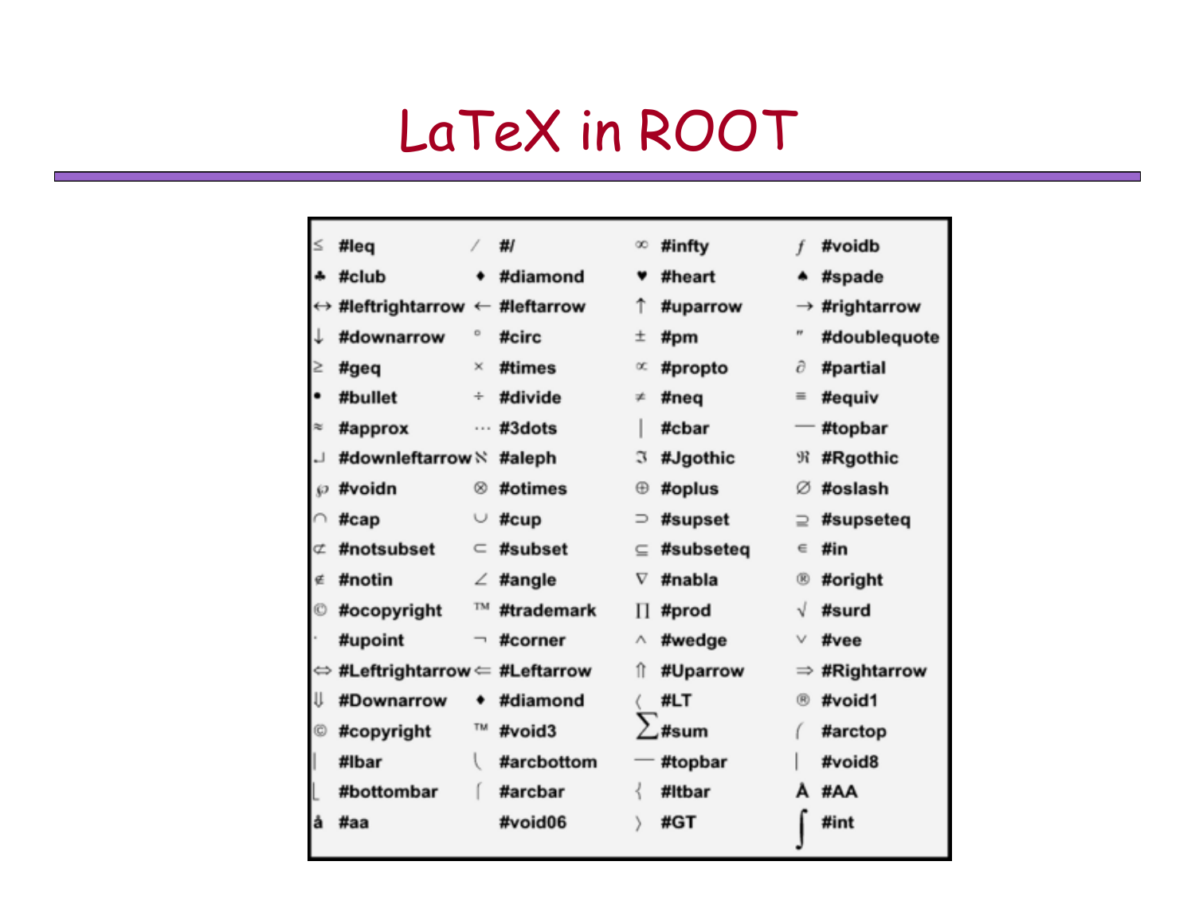# LaTeX in ROOT

| | | | |
|---|---|---|---|
| ≤ #leq | / #/ | ∞ #infty | ƒ #voidb |
| ♣ #club | ♦ #diamond | ♥ #heart | ♠ #spade |
| ↔ #leftrightarrow | ← #leftarrow | ↑ #uparrow | → #rightarrow |
| ↓ #downarrow | ° #circ | ± #pm | " #doublequote |
| ≥ #geq | × #times | ∝ #propto | ∂ #partial |
| • #bullet | ÷ #divide | ≠ #neq | ≡ #equiv |
| ≈ #approx | … #3dots | \| #cbar | — #topbar |
| ↵ #downleftarrow | ℵ #aleph | ℑ #Jgothic | ℜ #Rgothic |
| ℘ #voidn | ⊗ #otimes | ⊕ #oplus | ∅ #oslash |
| ∩ #cap | ∪ #cup | ⊃ #supset | ⊇ #supseteq |
| ⊄ #notsubset | ⊂ #subset | ⊆ #subseteq | ∈ #in |
| ∉ #notin | ∠ #angle | ∇ #nabla | ® #oright |
| © #ocopyright | ™ #trademark | ∏ #prod | √ #surd |
| · #upoint | ¬ #corner | ∧ #wedge | ∨ #vee |
| ⇔ #Leftrightarrow | ⇐ #Leftarrow | ⇑ #Uparrow | ⇒ #Rightarrow |
| ⇓ #Downarrow | ♦ #diamond | 〈 #LT | ® #void1 |
| © #copyright | ™ #void3 | ∑ #sum | ⎛ #arctop |
| \| #lbar | ⎝ #arcbottom | — #topbar | \| #void8 |
| ⌊ #bottombar | ⎡ #arcbar | { #ltbar | Å #AA |
| å #aa | #void06 | 〉 #GT | ∫ #int |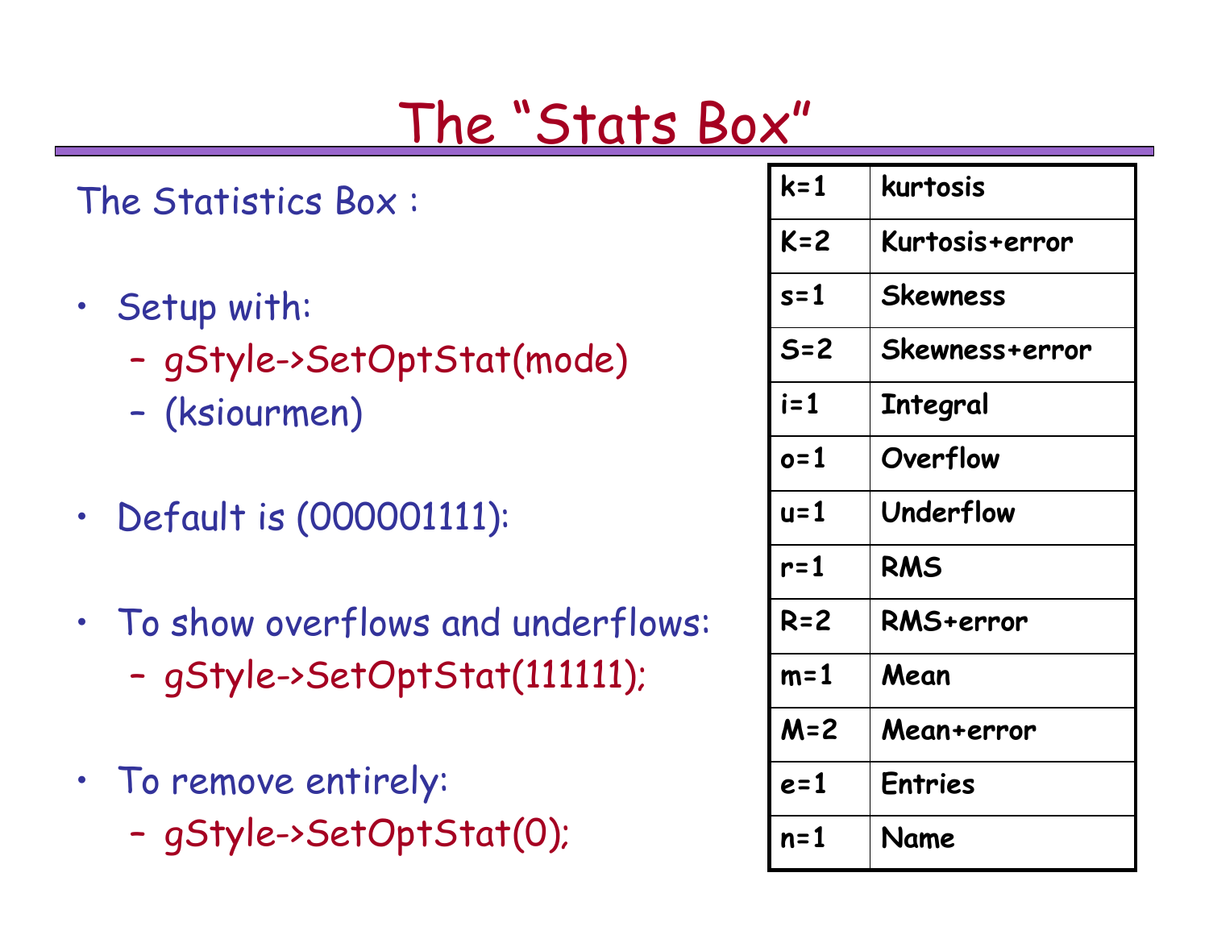# The "Stats Box"

The Statistics Box :

- Setup with:
  - gStyle->SetOptStat(mode)
  - (ksiourmen)
- Default is (000001111):
- To show overflows and underflows:
  - gStyle->SetOptStat(111111);
- To remove entirely:
  - gStyle->SetOptStat(0);

| | |
|---|---|
| k=1 | kurtosis |
| K=2 | Kurtosis+error |
| s=1 | Skewness |
| S=2 | Skewness+error |
| i=1 | Integral |
| o=1 | Overflow |
| u=1 | Underflow |
| r=1 | RMS |
| R=2 | RMS+error |
| m=1 | Mean |
| M=2 | Mean+error |
| e=1 | Entries |
| n=1 | Name |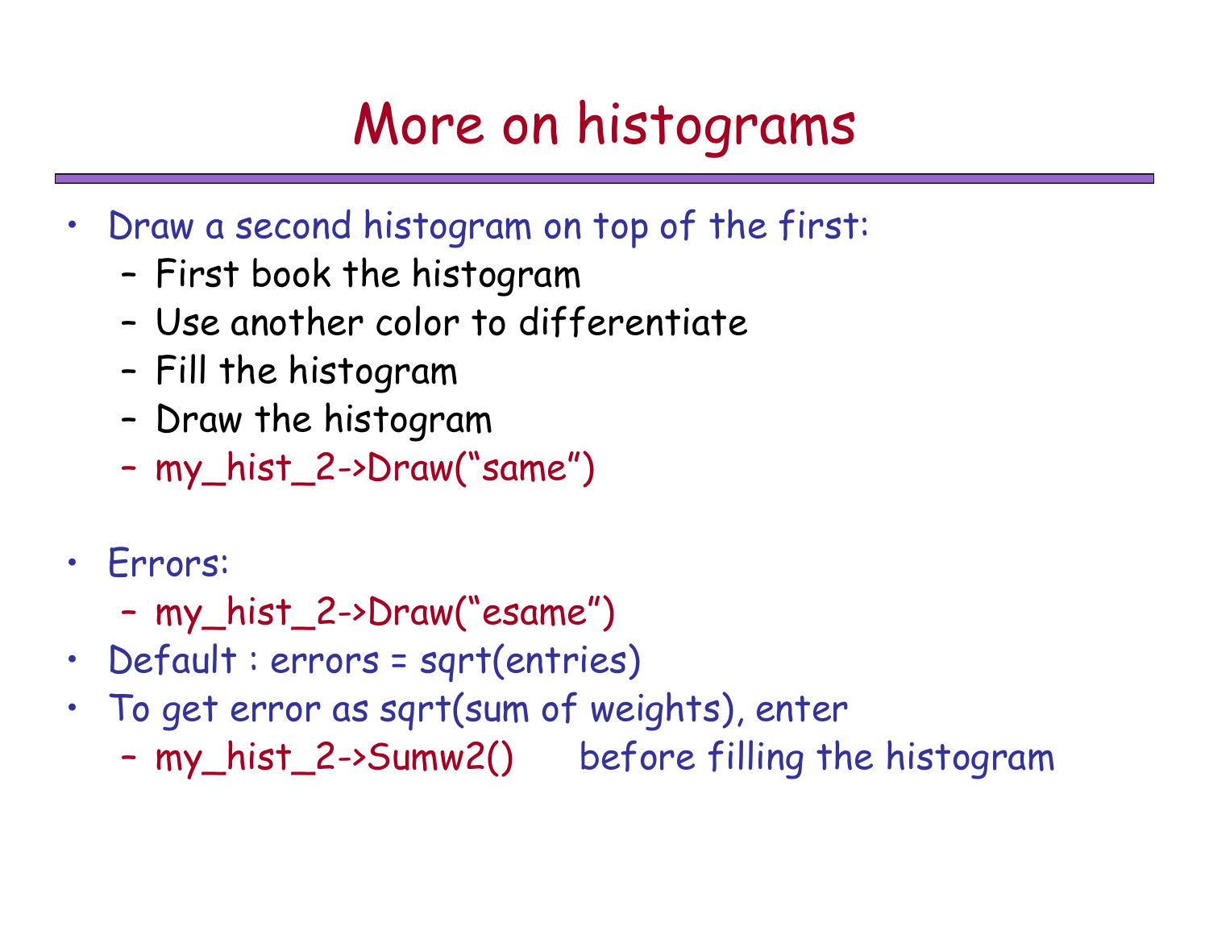# More on histograms

- Draw a second histogram on top of the first:
  - First book the histogram
  - Use another color to differentiate
  - Fill the histogram
  - Draw the histogram
  - my_hist_2->Draw("same")

- Errors:
  - my_hist_2->Draw("esame")
- Default : errors = sqrt(entries)
- To get error as sqrt(sum of weights), enter
  - my_hist_2->Sumw2() before filling the histogram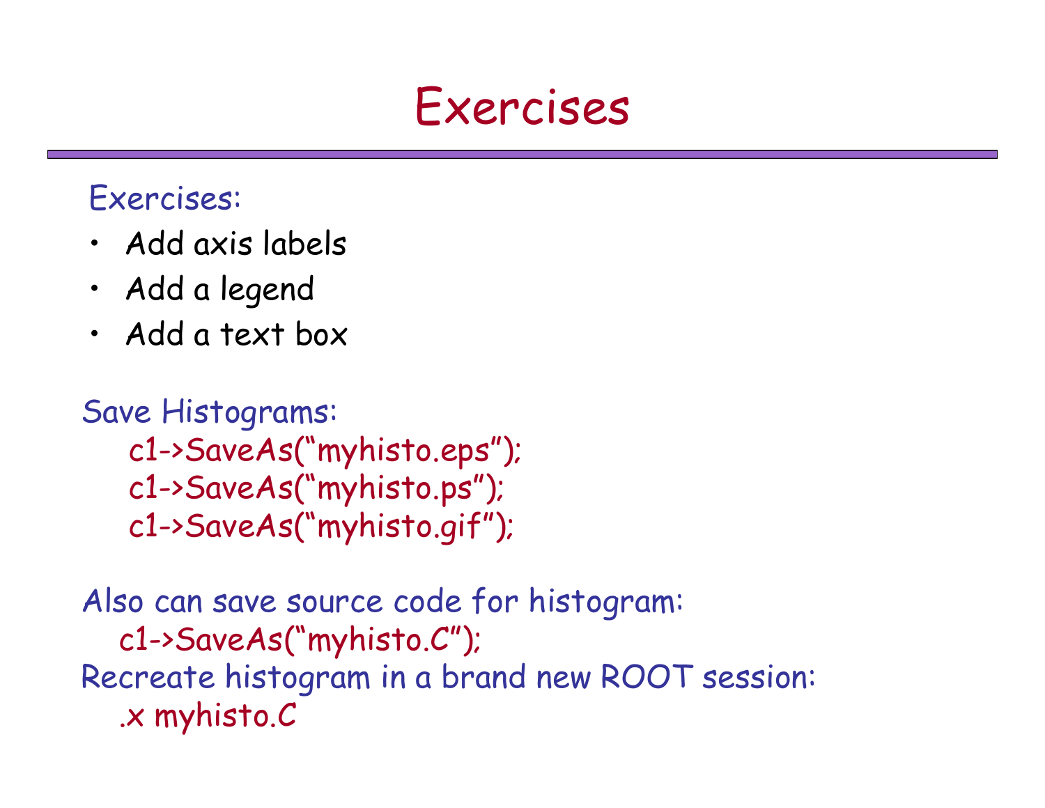# Exercises

Exercises:

- Add axis labels
- Add a legend
- Add a text box

Save Histograms:

```
c1->SaveAs("myhisto.eps");
c1->SaveAs("myhisto.ps");
c1->SaveAs("myhisto.gif");
```

Also can save source code for histogram:

```
c1->SaveAs("myhisto.C");
```

Recreate histogram in a brand new ROOT session:

```
.x myhisto.C
```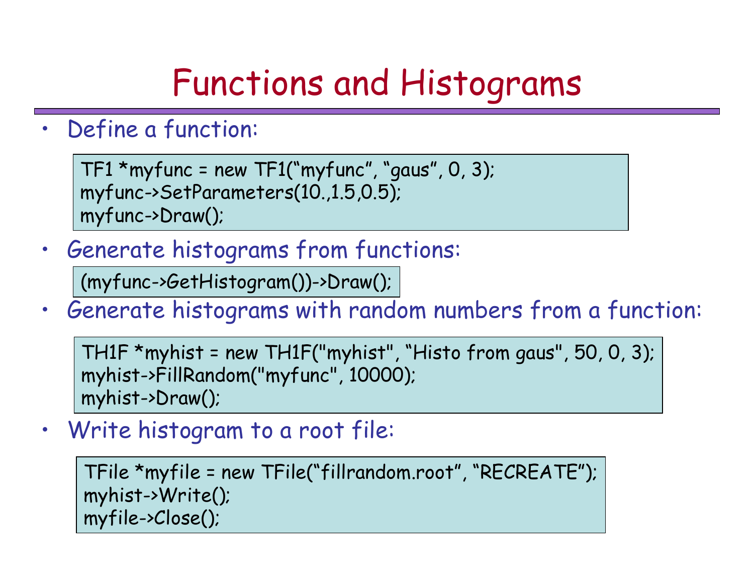# Functions and Histograms

- Define a function:

```
TF1 *myfunc = new TF1(“myfunc”, “gaus”, 0, 3);
myfunc->SetParameters(10.,1.5,0.5);
myfunc->Draw();
```

- Generate histograms from functions:

```
(myfunc->GetHistogram())->Draw();
```

- Generate histograms with random numbers from a function:

```
TH1F *myhist = new TH1F("myhist", “Histo from gaus", 50, 0, 3);
myhist->FillRandom("myfunc", 10000);
myhist->Draw();
```

- Write histogram to a root file:

```
TFile *myfile = new TFile(“fillrandom.root”, “RECREATE”);
myhist->Write();
myfile->Close();
```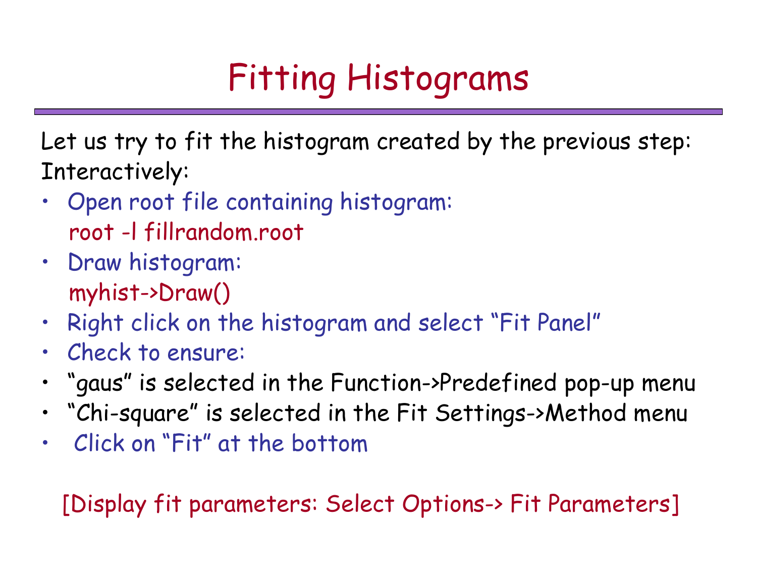# Fitting Histograms

Let us try to fit the histogram created by the previous step:
Interactively:

- Open root file containing histogram:
  root -l fillrandom.root
- Draw histogram:
  myhist->Draw()
- Right click on the histogram and select "Fit Panel"
- Check to ensure:
- "gaus" is selected in the Function->Predefined pop-up menu
- "Chi-square" is selected in the Fit Settings->Method menu
- Click on "Fit" at the bottom

[Display fit parameters: Select Options-> Fit Parameters]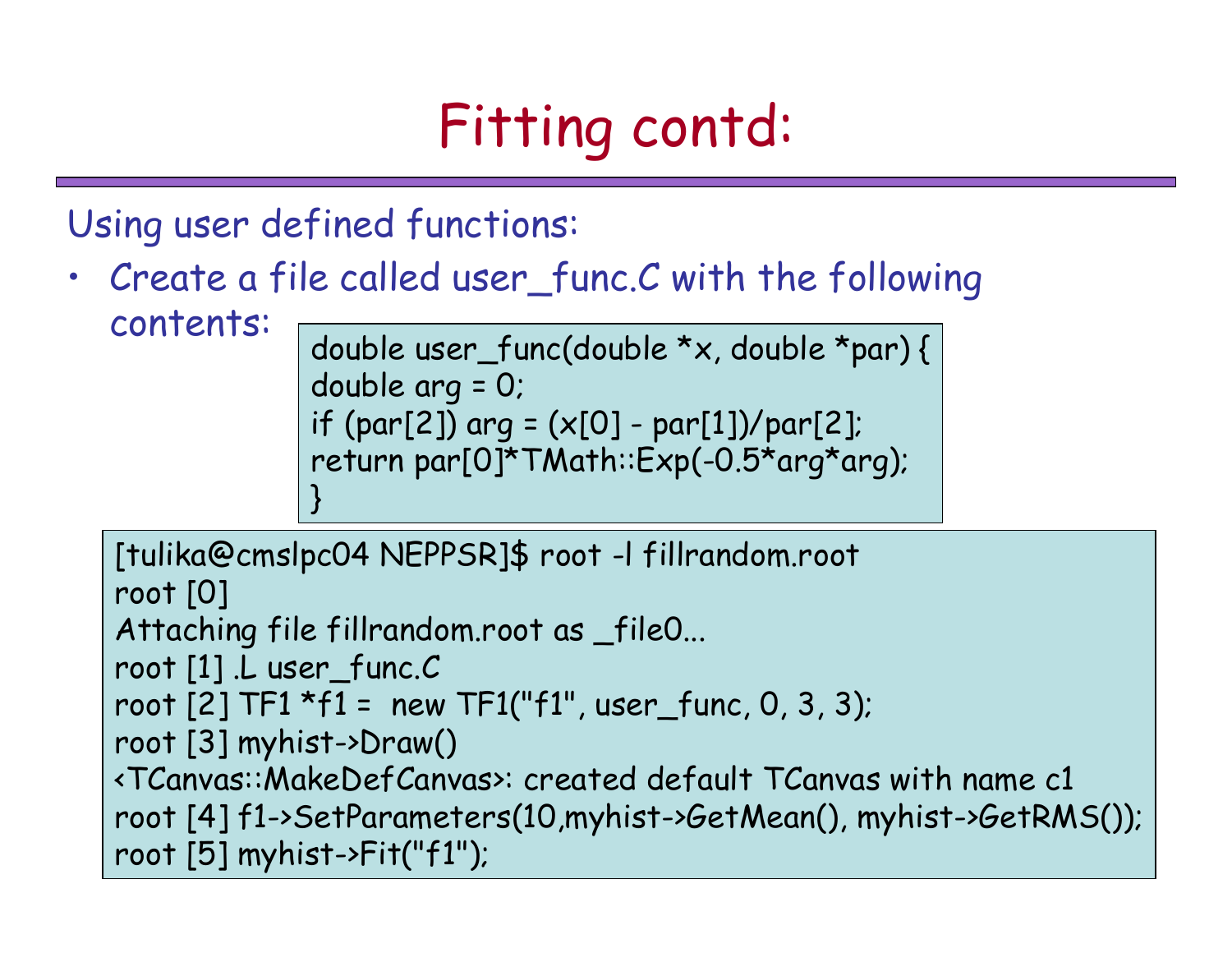# Fitting contd:

Using user defined functions:

- Create a file called user_func.C with the following contents:

```
double user_func(double *x, double *par) {
double arg = 0;
if (par[2]) arg = (x[0] - par[1])/par[2];
return par[0]*TMath::Exp(-0.5*arg*arg);
}
```

```
[tulika@cmslpc04 NEPPSR]$ root -l fillrandom.root
root [0]
Attaching file fillrandom.root as _file0...
root [1] .L user_func.C
root [2] TF1 *f1 =  new TF1("f1", user_func, 0, 3, 3);
root [3] myhist->Draw()
<TCanvas::MakeDefCanvas>: created default TCanvas with name c1
root [4] f1->SetParameters(10,myhist->GetMean(), myhist->GetRMS());
root [5] myhist->Fit("f1");
```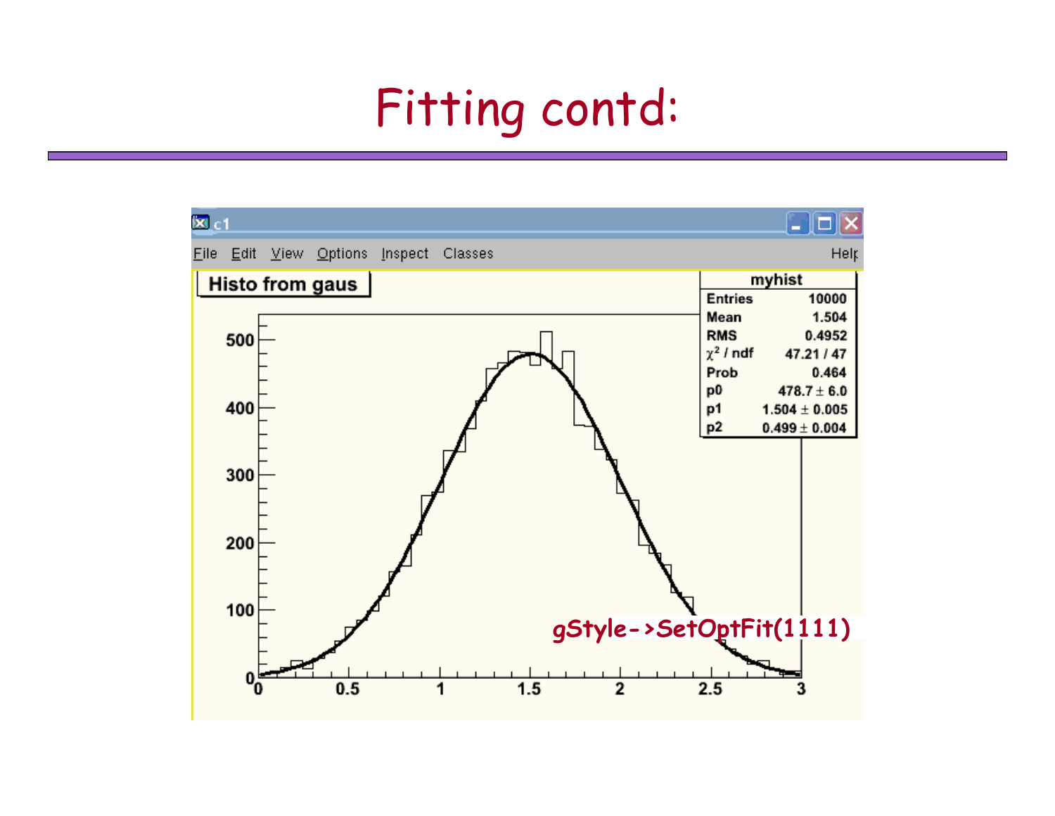# Fitting contd:

c1

File Edit View Options Inspect Classes Help

Histo from gaus

myhist

Entries 10000

Mean 1.504

RMS 0.4952

$\chi^2$ / ndf 47.21 / 47

Prob 0.464

p0 478.7 ± 6.0

p1 1.504 ± 0.005

p2 0.499 ± 0.004

500

400

300

200

100

0

0 0.5 1 1.5 2 2.5 3

gStyle->SetOptFit(1111)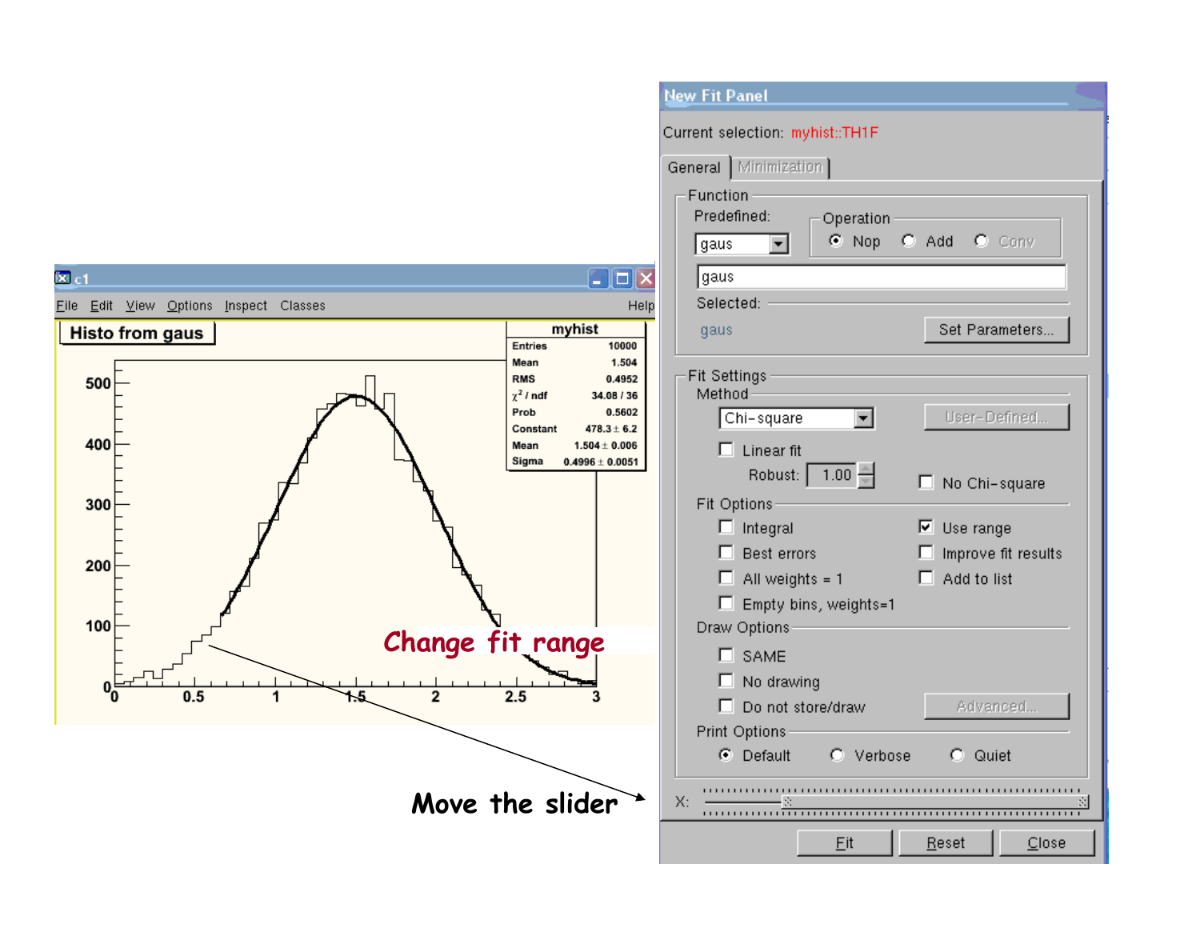c1

File Edit View Options Inspect Classes Help

Histo from gaus

myhist

Entries 10000
Mean 1.504
RMS 0.4952
$\chi^2$ / ndf 34.08 / 36
Prob 0.5602
Constant 478.3 ± 6.2
Mean 1.504 ± 0.006
Sigma 0.4996 ± 0.0051

500
400
300
200
100
0

0 0.5 1 1.5 2 2.5 3

Change fit range

Move the slider

New Fit Panel

Current selection: myhist::TH1F

General | Minimization

Function
Predefined: gaus
Operation: Nop, Add, Conv
gaus
Selected: gaus
Set Parameters...

Fit Settings
Method
Chi-square
User-Defined...
Linear fit
Robust: 1.00
No Chi-square

Fit Options
Integral
Use range
Best errors
Improve fit results
All weights = 1
Add to list
Empty bins, weights=1

Draw Options
SAME
No drawing
Do not store/draw
Advanced...

Print Options
Default
Verbose
Quiet

X:

Fit
Reset
Close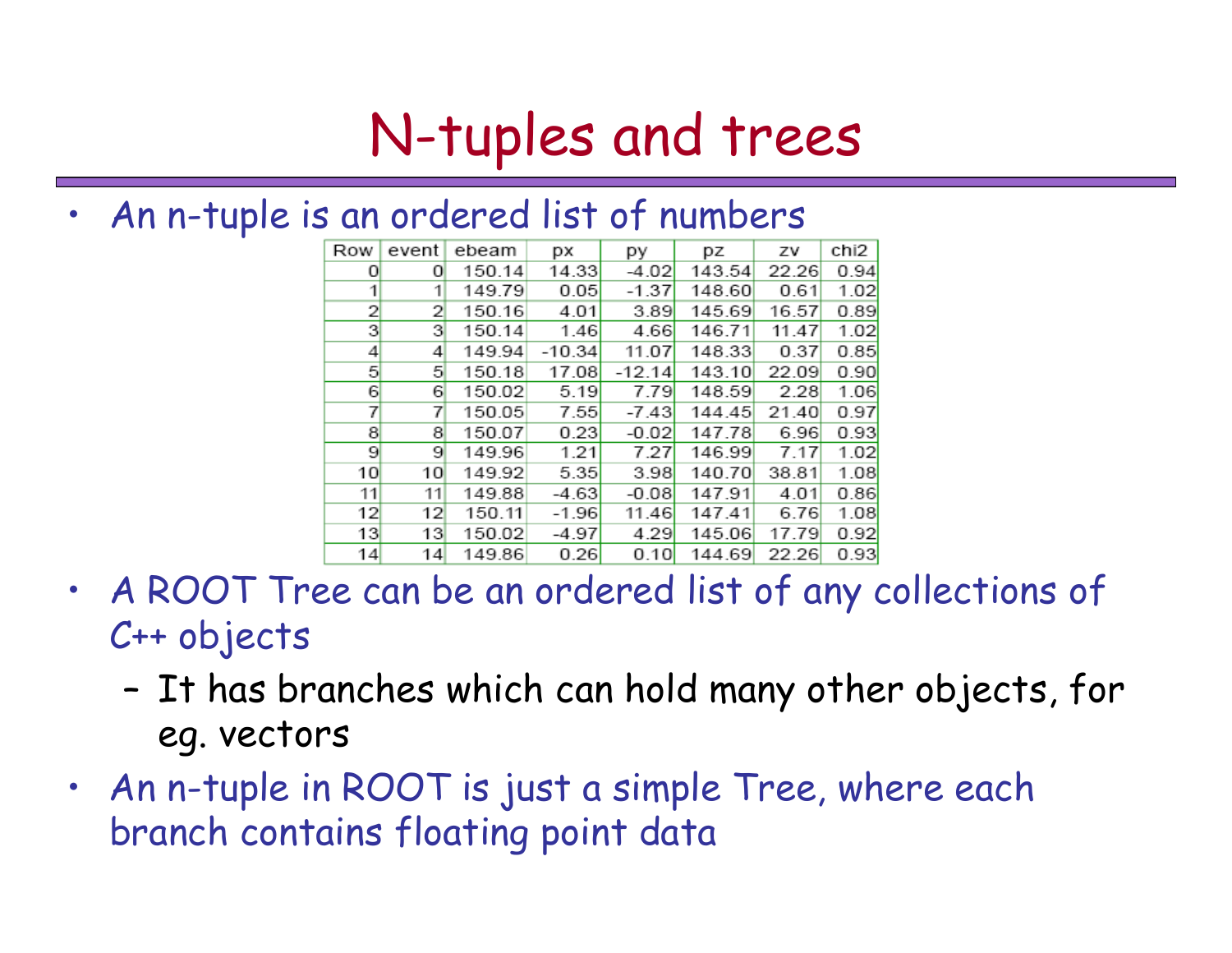# N-tuples and trees

- An n-tuple is an ordered list of numbers

| Row | event | ebeam | px | py | pz | zv | chi2 |
|---|---|---|---|---|---|---|---|
| 0 | 0 | 150.14 | 14.33 | -4.02 | 143.54 | 22.26 | 0.94 |
| 1 | 1 | 149.79 | 0.05 | -1.37 | 148.60 | 0.61 | 1.02 |
| 2 | 2 | 150.16 | 4.01 | 3.89 | 145.69 | 16.57 | 0.89 |
| 3 | 3 | 150.14 | 1.46 | 4.66 | 146.71 | 11.47 | 1.02 |
| 4 | 4 | 149.94 | -10.34 | 11.07 | 148.33 | 0.37 | 0.85 |
| 5 | 5 | 150.18 | 17.08 | -12.14 | 143.10 | 22.09 | 0.90 |
| 6 | 6 | 150.02 | 5.19 | 7.79 | 148.59 | 2.28 | 1.06 |
| 7 | 7 | 150.05 | 7.55 | -7.43 | 144.45 | 21.40 | 0.97 |
| 8 | 8 | 150.07 | 0.23 | -0.02 | 147.78 | 6.96 | 0.93 |
| 9 | 9 | 149.96 | 1.21 | 7.27 | 146.99 | 7.17 | 1.02 |
| 10 | 10 | 149.92 | 5.35 | 3.98 | 140.70 | 38.81 | 1.08 |
| 11 | 11 | 149.88 | -4.63 | -0.08 | 147.91 | 4.01 | 0.86 |
| 12 | 12 | 150.11 | -1.96 | 11.46 | 147.41 | 6.76 | 1.08 |
| 13 | 13 | 150.02 | -4.97 | 4.29 | 145.06 | 17.79 | 0.92 |
| 14 | 14 | 149.86 | 0.26 | 0.10 | 144.69 | 22.26 | 0.93 |

- A ROOT Tree can be an ordered list of any collections of C++ objects
  - It has branches which can hold many other objects, for eg. vectors
- An n-tuple in ROOT is just a simple Tree, where each branch contains floating point data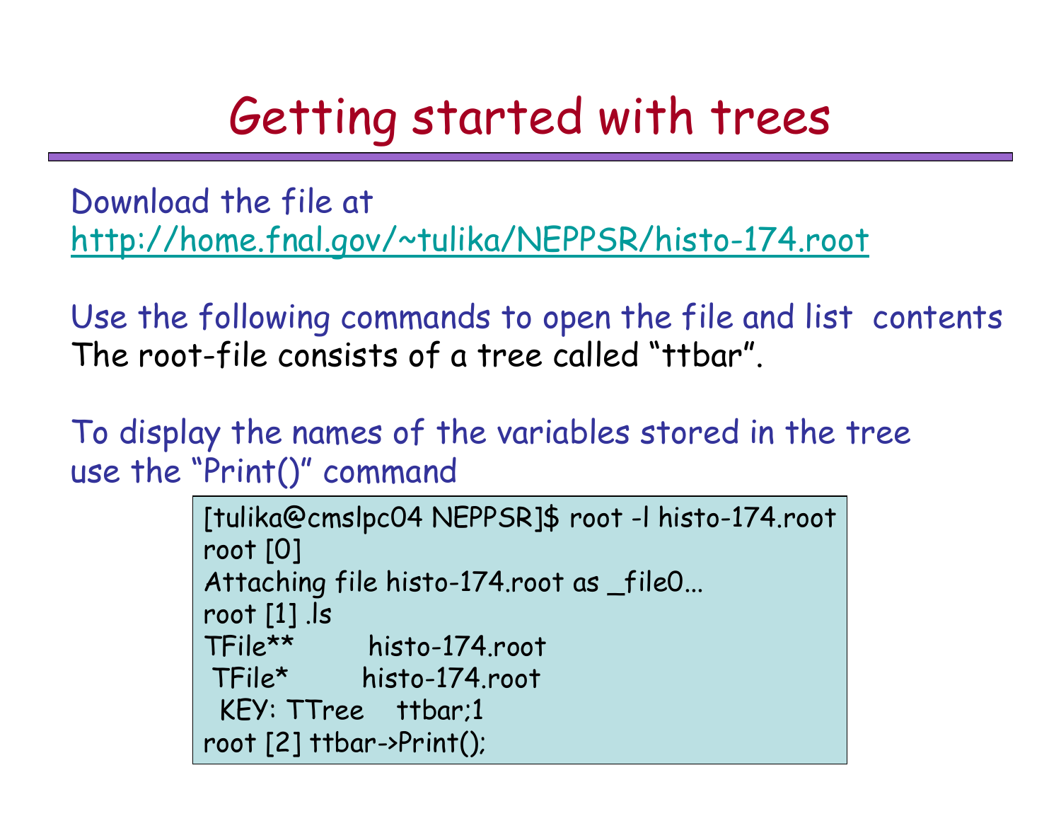# Getting started with trees

Download the file at
http://home.fnal.gov/~tulika/NEPPSR/histo-174.root

Use the following commands to open the file and list contents
The root-file consists of a tree called "ttbar".

To display the names of the variables stored in the tree use the "Print()" command

```
[tulika@cmslpc04 NEPPSR]$ root -l histo-174.root
root [0]
Attaching file histo-174.root as _file0...
root [1] .ls
TFile**         histo-174.root
 TFile*         histo-174.root
  KEY: TTree    ttbar;1
root [2] ttbar->Print();
```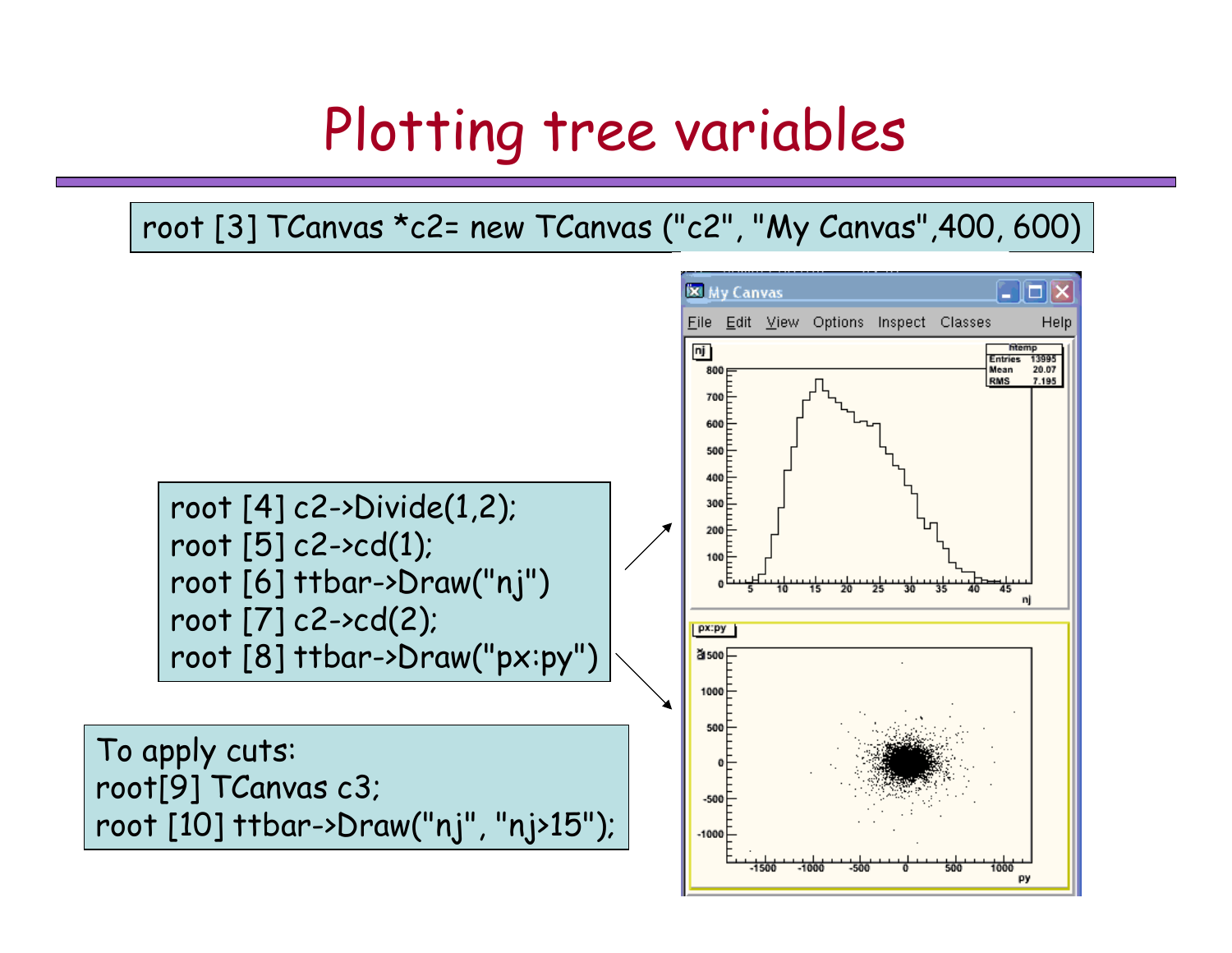# Plotting tree variables

```
root [3] TCanvas *c2= new TCanvas ("c2", "My Canvas",400, 600)
```

```
root [4] c2->Divide(1,2);
root [5] c2->cd(1);
root [6] ttbar->Draw("nj")
root [7] c2->cd(2);
root [8] ttbar->Draw("px:py")
```

To apply cuts:

```
root[9] TCanvas c3;
root [10] ttbar->Draw("nj", "nj>15");
```

My Canvas

File Edit View Options Inspect Classes Help

nj

htemp
Entries 13995
Mean 20.07
RMS 7.195

800
700
600
500
400
300
200
100
0
5 10 15 20 25 30 35 40 45
nj

px:py

1500
1000
500
0
-500
-1000
-1500 -1000 -500 0 500 1000
py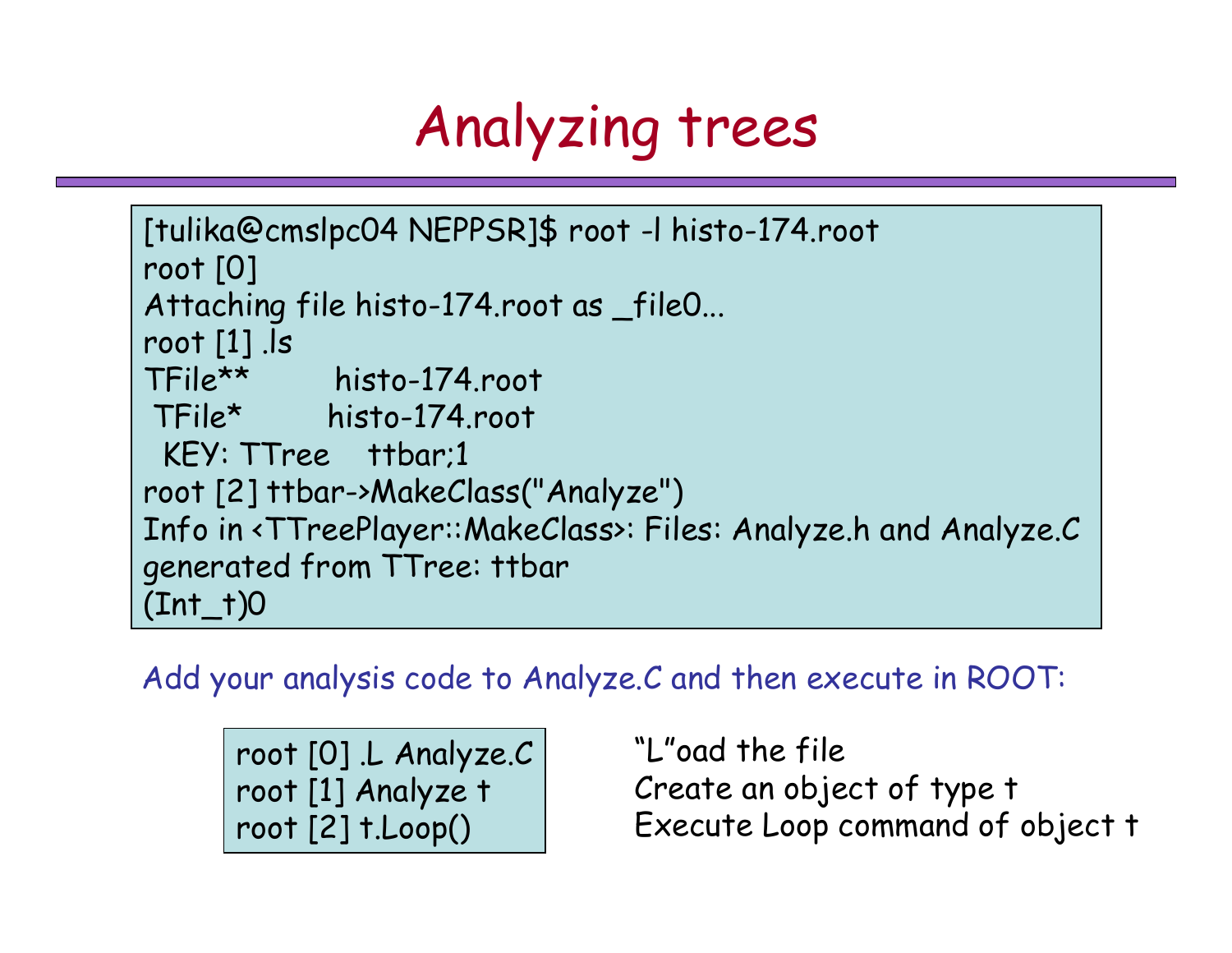# Analyzing trees

```
[tulika@cmslpc04 NEPPSR]$ root -l histo-174.root
root [0]
Attaching file histo-174.root as _file0...
root [1] .ls
TFile**         histo-174.root
 TFile*         histo-174.root
  KEY: TTree    ttbar;1
root [2] ttbar->MakeClass("Analyze")
Info in <TTreePlayer::MakeClass>: Files: Analyze.h and Analyze.C
generated from TTree: ttbar
(Int_t)0
```

Add your analysis code to Analyze.C and then execute in ROOT:

```
root [0] .L Analyze.C
root [1] Analyze t
root [2] t.Loop()
```

"L"oad the file
Create an object of type t
Execute Loop command of object t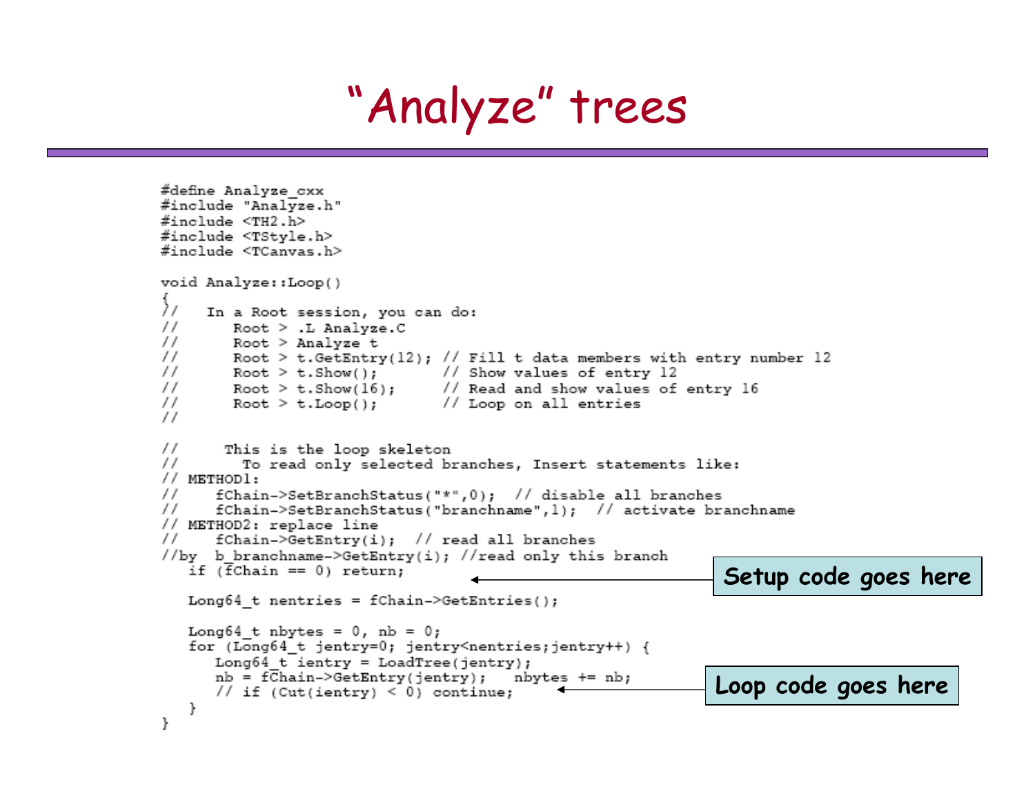# "Analyze" trees

```
#define Analyze_cxx
#include "Analyze.h"
#include <TH2.h>
#include <TStyle.h>
#include <TCanvas.h>

void Analyze::Loop()
{
//   In a Root session, you can do:
//      Root > .L Analyze.C
//      Root > Analyze t
//      Root > t.GetEntry(12); // Fill t data members with entry number 12
//      Root > t.Show();       // Show values of entry 12
//      Root > t.Show(16);     // Read and show values of entry 16
//      Root > t.Loop();       // Loop on all entries
//

//     This is the loop skeleton
//       To read only selected branches, Insert statements like:
// METHOD1:
//    fChain->SetBranchStatus("*",0);  // disable all branches
//    fChain->SetBranchStatus("branchname",1);  // activate branchname
// METHOD2: replace line
//    fChain->GetEntry(i);  // read all branches
//by  b_branchname->GetEntry(i); //read only this branch
   if (fChain == 0) return;

   Long64_t nentries = fChain->GetEntries();

   Long64_t nbytes = 0, nb = 0;
   for (Long64_t jentry=0; jentry<nentries;jentry++) {
      Long64_t ientry = LoadTree(jentry);
      nb = fChain->GetEntry(jentry);   nbytes += nb;
      // if (Cut(ientry) < 0) continue;
   }
}
```

**Setup code goes here**

**Loop code goes here**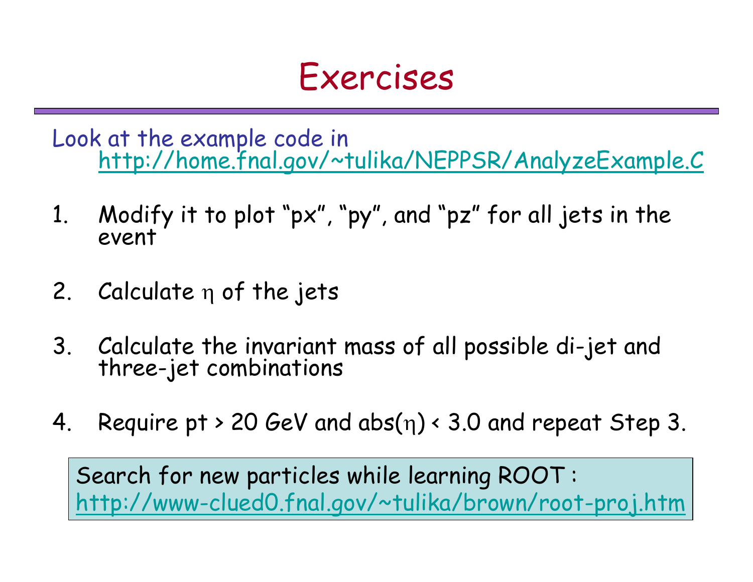# Exercises

Look at the example code in
[http://home.fnal.gov/~tulika/NEPPSR/AnalyzeExample.C](http://home.fnal.gov/~tulika/NEPPSR/AnalyzeExample.C)

1. Modify it to plot “px”, “py”, and “pz” for all jets in the event
2. Calculate $\eta$ of the jets
3. Calculate the invariant mass of all possible di-jet and three-jet combinations
4. Require pt > 20 GeV and abs($\eta$) < 3.0 and repeat Step 3.

Search for new particles while learning ROOT :
[http://www-clued0.fnal.gov/~tulika/brown/root-proj.htm](http://www-clued0.fnal.gov/~tulika/brown/root-proj.htm)